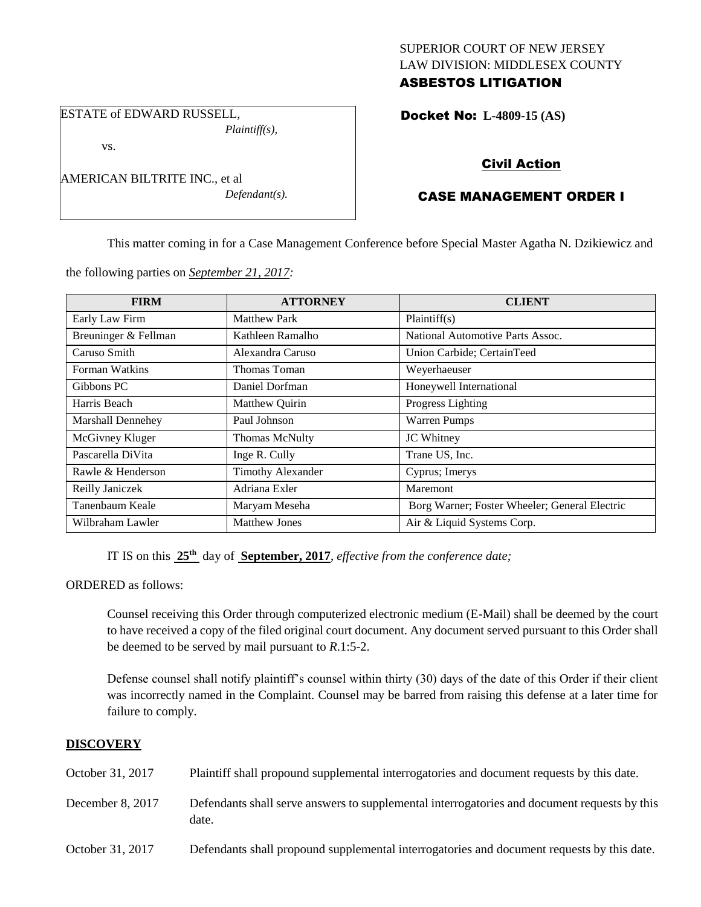SUPERIOR COURT OF NEW JERSEY
LAW DIVISION: MIDDLESEX COUNTY
**ASBESTOS LITIGATION**

ESTATE of EDWARD RUSSELL,
*Plaintiff(s),*

vs.

AMERICAN BILTRITE INC., et al
*Defendant(s).*

**Docket No: L-4809-15 (AS)**

**Civil Action**

**CASE MANAGEMENT ORDER I**

This matter coming in for a Case Management Conference before Special Master Agatha N. Dzikiewicz and the following parties on *September 21, 2017:*

| FIRM | ATTORNEY | CLIENT |
|---|---|---|
| Early Law Firm | Matthew Park | Plaintiff(s) |
| Breuninger & Fellman | Kathleen Ramalho | National Automotive Parts Assoc. |
| Caruso Smith | Alexandra Caruso | Union Carbide; CertainTeed |
| Forman Watkins | Thomas Toman | Weyerhaeuser |
| Gibbons PC | Daniel Dorfman | Honeywell International |
| Harris Beach | Matthew Quirin | Progress Lighting |
| Marshall Dennehey | Paul Johnson | Warren Pumps |
| McGivney Kluger | Thomas McNulty | JC Whitney |
| Pascarella DiVita | Inge R. Cully | Trane US, Inc. |
| Rawle & Henderson | Timothy Alexander | Cyprus; Imerys |
| Reilly Janiczek | Adriana Exler | Maremont |
| Tanenbaum Keale | Maryam Meseha | Borg Warner; Foster Wheeler; General Electric |
| Wilbraham Lawler | Matthew Jones | Air & Liquid Systems Corp. |

IT IS on this **25th** day of **September, 2017**, *effective from the conference date;*

ORDERED as follows:

Counsel receiving this Order through computerized electronic medium (E-Mail) shall be deemed by the court to have received a copy of the filed original court document. Any document served pursuant to this Order shall be deemed to be served by mail pursuant to *R*.1:5-2.

Defense counsel shall notify plaintiff's counsel within thirty (30) days of the date of this Order if their client was incorrectly named in the Complaint. Counsel may be barred from raising this defense at a later time for failure to comply.

## DISCOVERY

| | |
|---|---|
| October 31, 2017 | Plaintiff shall propound supplemental interrogatories and document requests by this date. |
| December 8, 2017 | Defendants shall serve answers to supplemental interrogatories and document requests by this date. |
| October 31, 2017 | Defendants shall propound supplemental interrogatories and document requests by this date. |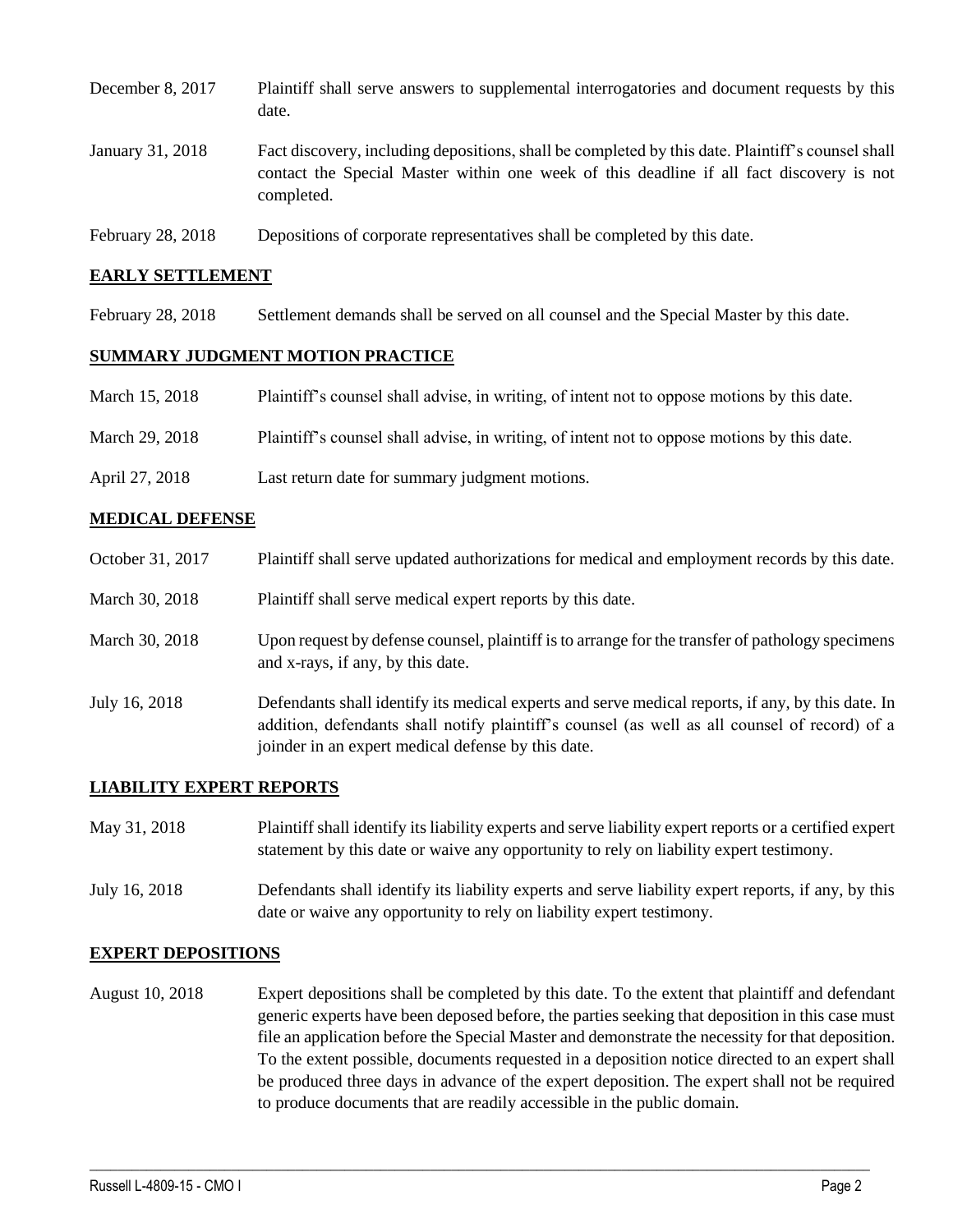| | |
|---|---|
| December 8, 2017 | Plaintiff shall serve answers to supplemental interrogatories and document requests by this date. |
| January 31, 2018 | Fact discovery, including depositions, shall be completed by this date. Plaintiff's counsel shall contact the Special Master within one week of this deadline if all fact discovery is not completed. |
| February 28, 2018 | Depositions of corporate representatives shall be completed by this date. |

## EARLY SETTLEMENT

| | |
|---|---|
| February 28, 2018 | Settlement demands shall be served on all counsel and the Special Master by this date. |

## SUMMARY JUDGMENT MOTION PRACTICE

| | |
|---|---|
| March 15, 2018 | Plaintiff's counsel shall advise, in writing, of intent not to oppose motions by this date. |
| March 29, 2018 | Plaintiff's counsel shall advise, in writing, of intent not to oppose motions by this date. |
| April 27, 2018 | Last return date for summary judgment motions. |

## MEDICAL DEFENSE

| | |
|---|---|
| October 31, 2017 | Plaintiff shall serve updated authorizations for medical and employment records by this date. |
| March 30, 2018 | Plaintiff shall serve medical expert reports by this date. |
| March 30, 2018 | Upon request by defense counsel, plaintiff is to arrange for the transfer of pathology specimens and x-rays, if any, by this date. |
| July 16, 2018 | Defendants shall identify its medical experts and serve medical reports, if any, by this date. In addition, defendants shall notify plaintiff's counsel (as well as all counsel of record) of a joinder in an expert medical defense by this date. |

## LIABILITY EXPERT REPORTS

| | |
|---|---|
| May 31, 2018 | Plaintiff shall identify its liability experts and serve liability expert reports or a certified expert statement by this date or waive any opportunity to rely on liability expert testimony. |
| July 16, 2018 | Defendants shall identify its liability experts and serve liability expert reports, if any, by this date or waive any opportunity to rely on liability expert testimony. |

## EXPERT DEPOSITIONS

| | |
|---|---|
| August 10, 2018 | Expert depositions shall be completed by this date. To the extent that plaintiff and defendant generic experts have been deposed before, the parties seeking that deposition in this case must file an application before the Special Master and demonstrate the necessity for that deposition. To the extent possible, documents requested in a deposition notice directed to an expert shall be produced three days in advance of the expert deposition. The expert shall not be required to produce documents that are readily accessible in the public domain. |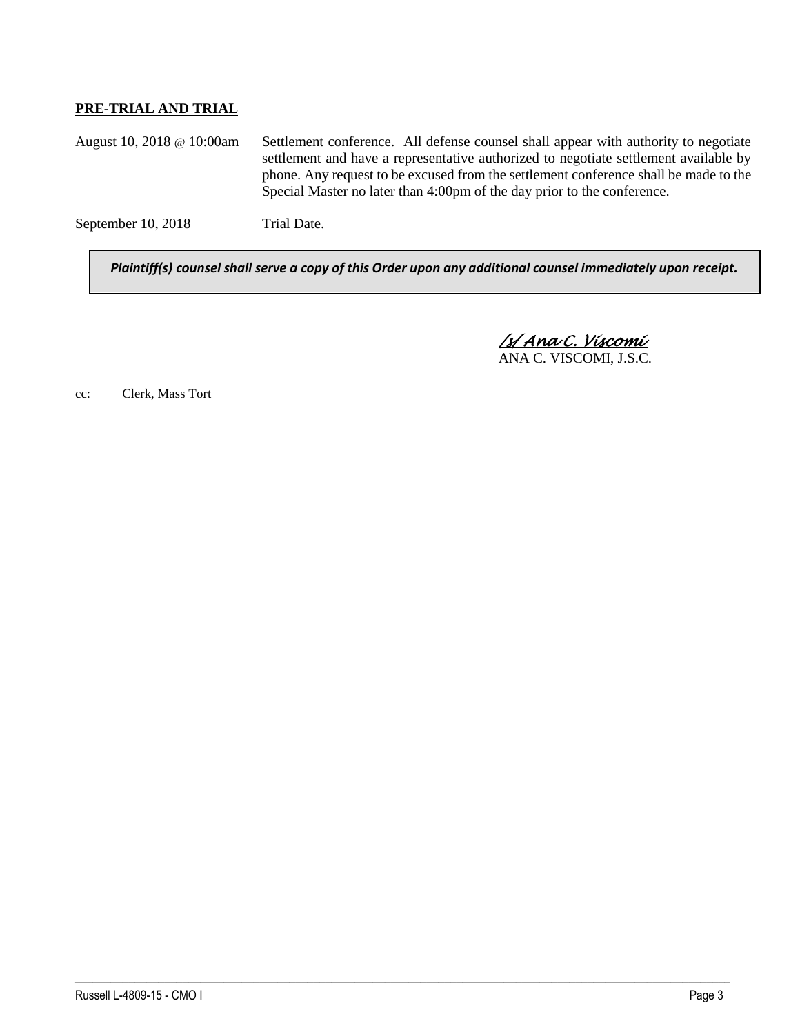**PRE-TRIAL AND TRIAL**

| | |
|---|---|
| August 10, 2018 @ 10:00am | Settlement conference. All defense counsel shall appear with authority to negotiate settlement and have a representative authorized to negotiate settlement available by phone. Any request to be excused from the settlement conference shall be made to the Special Master no later than 4:00pm of the day prior to the conference. |
| September 10, 2018 | Trial Date. |

***Plaintiff(s) counsel shall serve a copy of this Order upon any additional counsel immediately upon receipt.***

*/s/ Ana C. Viscomi*
ANA C. VISCOMI, J.S.C.

cc: Clerk, Mass Tort